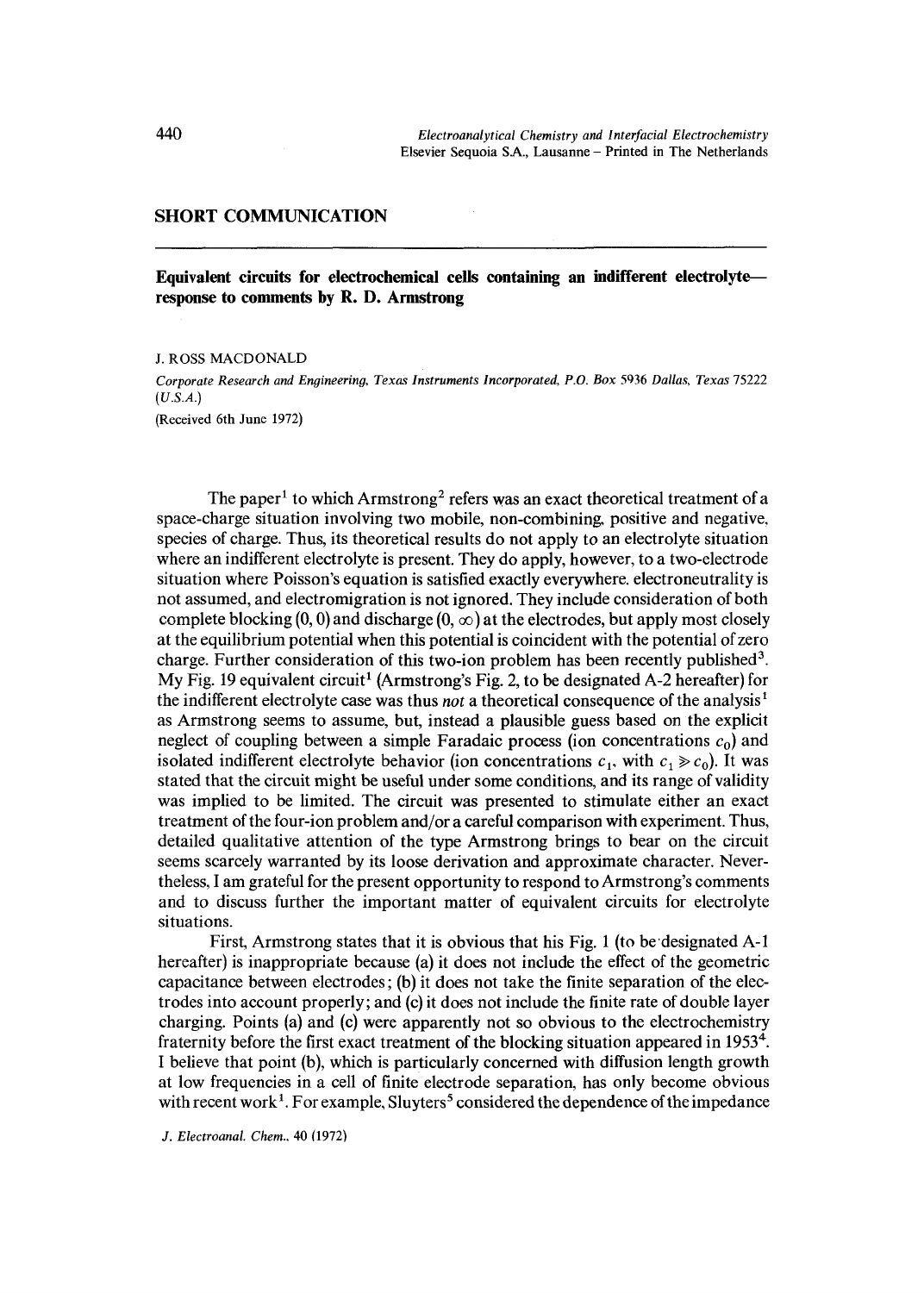## SHORT COMMUNICATION

# Equivalent circuits for electrochemical cells containing an indifferent electrolyte—response to comments by R. D. Armstrong

J. ROSS MACDONALD

*Corporate Research and Engineering, Texas Instruments Incorporated, P.O. Box 5936 Dallas, Texas 75222 (U.S.A.)*

(Received 6th June 1972)

The paper[1] to which Armstrong[2] refers was an exact theoretical treatment of a space-charge situation involving two mobile, non-combining, positive and negative, species of charge. Thus, its theoretical results do not apply to an electrolyte situation where an indifferent electrolyte is present. They do apply, however, to a two-electrode situation where Poisson's equation is satisfied exactly everywhere, electroneutrality is not assumed, and electromigration is not ignored. They include consideration of both complete blocking (0, 0) and discharge (0, $\infty$) at the electrodes, but apply most closely at the equilibrium potential when this potential is coincident with the potential of zero charge. Further consideration of this two-ion problem has been recently published[3]. My Fig. 19 equivalent circuit[1] (Armstrong's Fig. 2, to be designated A-2 hereafter) for the indifferent electrolyte case was thus *not* a theoretical consequence of the analysis[1] as Armstrong seems to assume, but, instead a plausible guess based on the explicit neglect of coupling between a simple Faradaic process (ion concentrations $c_0$) and isolated indifferent electrolyte behavior (ion concentrations $c_1$, with $c_1 \gg c_0$). It was stated that the circuit might be useful under some conditions, and its range of validity was implied to be limited. The circuit was presented to stimulate either an exact treatment of the four-ion problem and/or a careful comparison with experiment. Thus, detailed qualitative attention of the type Armstrong brings to bear on the circuit seems scarcely warranted by its loose derivation and approximate character. Nevertheless, I am grateful for the present opportunity to respond to Armstrong's comments and to discuss further the important matter of equivalent circuits for electrolyte situations.

First, Armstrong states that it is obvious that his Fig. 1 (to be designated A-1 hereafter) is inappropriate because (a) it does not include the effect of the geometric capacitance between electrodes; (b) it does not take the finite separation of the electrodes into account properly; and (c) it does not include the finite rate of double layer charging. Points (a) and (c) were apparently not so obvious to the electrochemistry fraternity before the first exact treatment of the blocking situation appeared in 1953[4]. I believe that point (b), which is particularly concerned with diffusion length growth at low frequencies in a cell of finite electrode separation, has only become obvious with recent work[1]. For example, Sluyters[5] considered the dependence of the impedance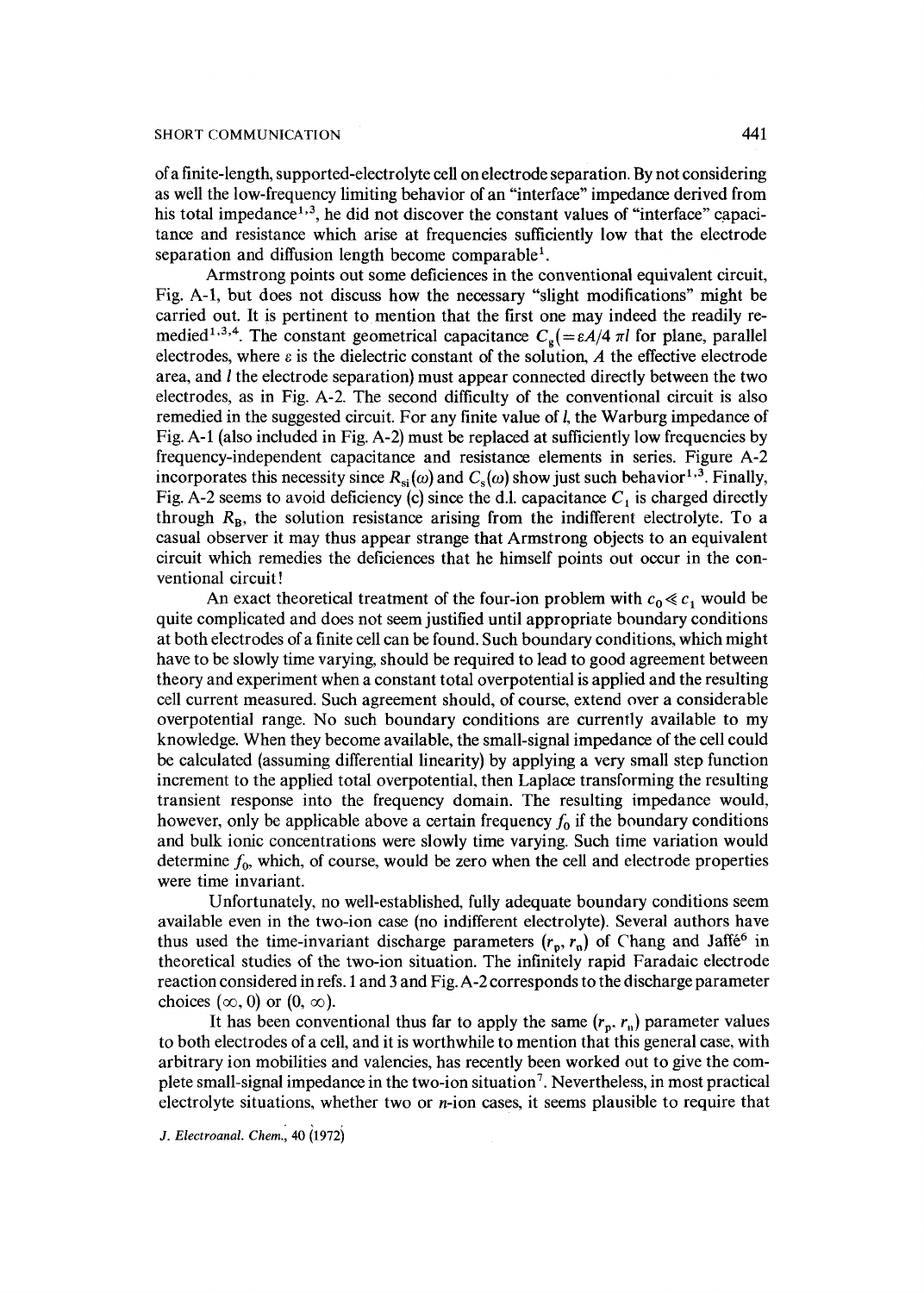of a finite-length, supported-electrolyte cell on electrode separation. By not considering as well the low-frequency limiting behavior of an "interface" impedance derived from his total impedance[1,3], he did not discover the constant values of "interface" capacitance and resistance which arise at frequencies sufficiently low that the electrode separation and diffusion length become comparable[1].

Armstrong points out some deficiences in the conventional equivalent circuit, Fig. A-1, but does not discuss how the necessary "slight modifications" might be carried out. It is pertinent to mention that the first one may indeed the readily remedied[1,3,4]. The constant geometrical capacitance $C_g(=\varepsilon A/4\pi l$ for plane, parallel electrodes, where $\varepsilon$ is the dielectric constant of the solution, $A$ the effective electrode area, and $l$ the electrode separation) must appear connected directly between the two electrodes, as in Fig. A-2. The second difficulty of the conventional circuit is also remedied in the suggested circuit. For any finite value of $l$, the Warburg impedance of Fig. A-1 (also included in Fig. A-2) must be replaced at sufficiently low frequencies by frequency-independent capacitance and resistance elements in series. Figure A-2 incorporates this necessity since $R_{si}(\omega)$ and $C_s(\omega)$ show just such behavior[1,3]. Finally, Fig. A-2 seems to avoid deficiency (c) since the d.l. capacitance $C_1$ is charged directly through $R_B$, the solution resistance arising from the indifferent electrolyte. To a casual observer it may thus appear strange that Armstrong objects to an equivalent circuit which remedies the deficiences that he himself points out occur in the conventional circuit!

An exact theoretical treatment of the four-ion problem with $c_0 \ll c_1$ would be quite complicated and does not seem justified until appropriate boundary conditions at both electrodes of a finite cell can be found. Such boundary conditions, which might have to be slowly time varying, should be required to lead to good agreement between theory and experiment when a constant total overpotential is applied and the resulting cell current measured. Such agreement should, of course, extend over a considerable overpotential range. No such boundary conditions are currently available to my knowledge. When they become available, the small-signal impedance of the cell could be calculated (assuming differential linearity) by applying a very small step function increment to the applied total overpotential, then Laplace transforming the resulting transient response into the frequency domain. The resulting impedance would, however, only be applicable above a certain frequency $f_0$ if the boundary conditions and bulk ionic concentrations were slowly time varying. Such time variation would determine $f_0$, which, of course, would be zero when the cell and electrode properties were time invariant.

Unfortunately, no well-established, fully adequate boundary conditions seem available even in the two-ion case (no indifferent electrolyte). Several authors have thus used the time-invariant discharge parameters $(r_p, r_n)$ of Chang and Jaffé[6] in theoretical studies of the two-ion situation. The infinitely rapid Faradaic electrode reaction considered in refs. 1 and 3 and Fig. A-2 corresponds to the discharge parameter choices $(\infty, 0)$ or $(0, \infty)$.

It has been conventional thus far to apply the same $(r_p, r_n)$ parameter values to both electrodes of a cell, and it is worthwhile to mention that this general case, with arbitrary ion mobilities and valencies, has recently been worked out to give the complete small-signal impedance in the two-ion situation[7]. Nevertheless, in most practical electrolyte situations, whether two or $n$-ion cases, it seems plausible to require that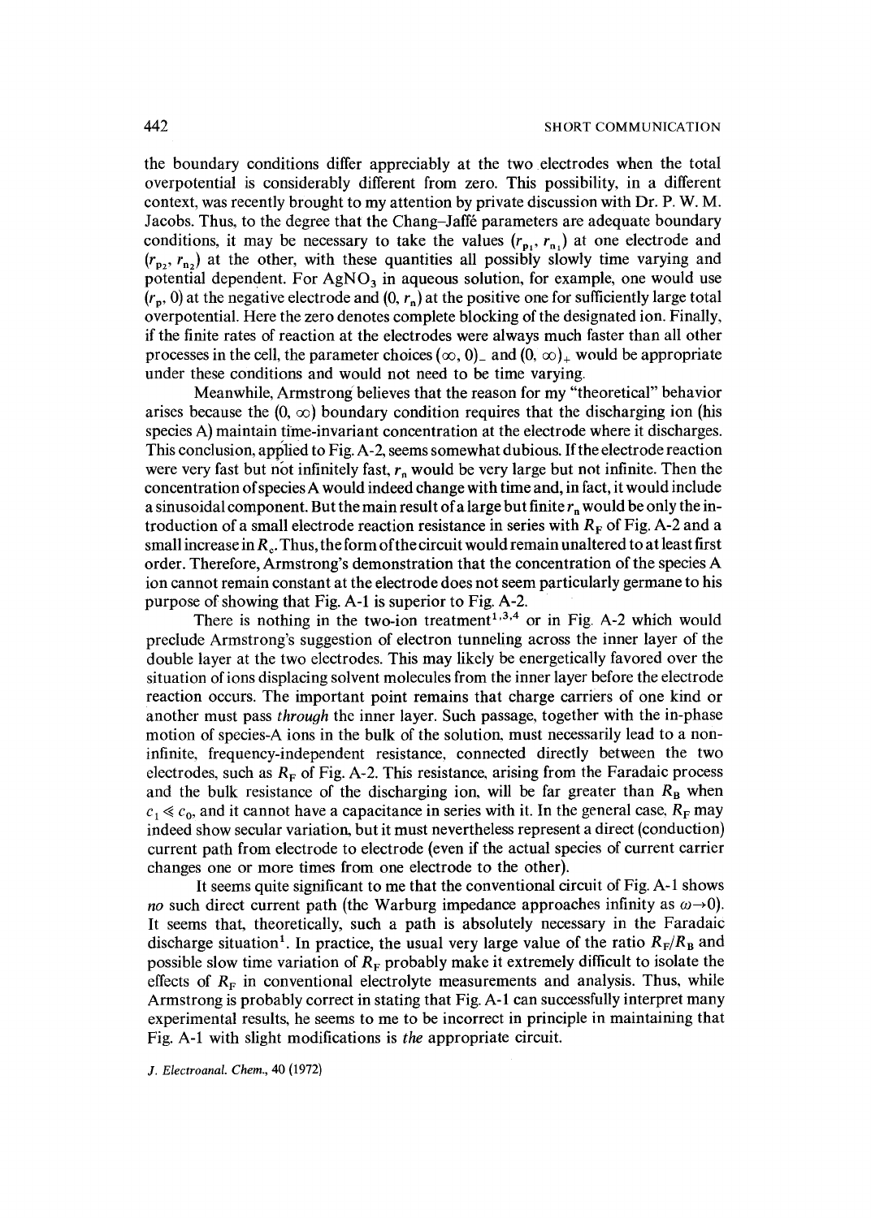the boundary conditions differ appreciably at the two electrodes when the total overpotential is considerably different from zero. This possibility, in a different context, was recently brought to my attention by private discussion with Dr. P. W. M. Jacobs. Thus, to the degree that the Chang–Jaffé parameters are adequate boundary conditions, it may be necessary to take the values $(r_{p_1}, r_{n_1})$ at one electrode and $(r_{p_2}, r_{n_2})$ at the other, with these quantities all possibly slowly time varying and potential dependent. For $AgNO_3$ in aqueous solution, for example, one would use $(r_p, 0)$ at the negative electrode and $(0, r_n)$ at the positive one for sufficiently large total overpotential. Here the zero denotes complete blocking of the designated ion. Finally, if the finite rates of reaction at the electrodes were always much faster than all other processes in the cell, the parameter choices $(\infty, 0)_-$ and $(0, \infty)_+$ would be appropriate under these conditions and would not need to be time varying.

Meanwhile, Armstrong believes that the reason for my "theoretical" behavior arises because the $(0, \infty)$ boundary condition requires that the discharging ion (his species A) maintain time-invariant concentration at the electrode where it discharges. This conclusion, applied to Fig. A-2, seems somewhat dubious. If the electrode reaction were very fast but not infinitely fast, $r_n$ would be very large but not infinite. Then the concentration of species A would indeed change with time and, in fact, it would include a sinusoidal component. But the main result of a large but finite $r_n$ would be only the introduction of a small electrode reaction resistance in series with $R_F$ of Fig. A-2 and a small increase in $R_c$. Thus, the form of the circuit would remain unaltered to at least first order. Therefore, Armstrong's demonstration that the concentration of the species A ion cannot remain constant at the electrode does not seem particularly germane to his purpose of showing that Fig. A-1 is superior to Fig. A-2.

There is nothing in the two-ion treatment[1,3,4] or in Fig. A-2 which would preclude Armstrong's suggestion of electron tunneling across the inner layer of the double layer at the two electrodes. This may likely be energetically favored over the situation of ions displacing solvent molecules from the inner layer before the electrode reaction occurs. The important point remains that charge carriers of one kind or another must pass *through* the inner layer. Such passage, together with the in-phase motion of species-A ions in the bulk of the solution, must necessarily lead to a non-infinite, frequency-independent resistance, connected directly between the two electrodes, such as $R_F$ of Fig. A-2. This resistance, arising from the Faradaic process and the bulk resistance of the discharging ion, will be far greater than $R_B$ when $c_1 \ll c_0$, and it cannot have a capacitance in series with it. In the general case, $R_F$ may indeed show secular variation, but it must nevertheless represent a direct (conduction) current path from electrode to electrode (even if the actual species of current carrier changes one or more times from one electrode to the other).

It seems quite significant to me that the conventional circuit of Fig. A-1 shows *no* such direct current path (the Warburg impedance approaches infinity as $\omega \rightarrow 0$). It seems that, theoretically, such a path is absolutely necessary in the Faradaic discharge situation[1]. In practice, the usual very large value of the ratio $R_F/R_B$ and possible slow time variation of $R_F$ probably make it extremely difficult to isolate the effects of $R_F$ in conventional electrolyte measurements and analysis. Thus, while Armstrong is probably correct in stating that Fig. A-1 can successfully interpret many experimental results, he seems to me to be incorrect in principle in maintaining that Fig. A-1 with slight modifications is *the* appropriate circuit.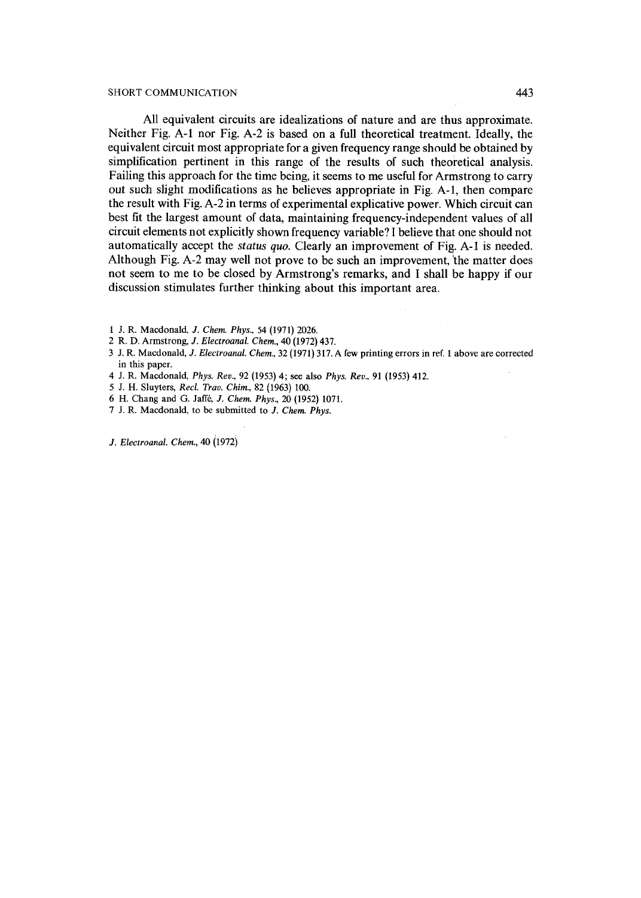All equivalent circuits are idealizations of nature and are thus approximate. Neither Fig. A-1 nor Fig. A-2 is based on a full theoretical treatment. Ideally, the equivalent circuit most appropriate for a given frequency range should be obtained by simplification pertinent in this range of the results of such theoretical analysis. Failing this approach for the time being, it seems to me useful for Armstrong to carry out such slight modifications as he believes appropriate in Fig. A-1, then compare the result with Fig. A-2 in terms of experimental explicative power. Which circuit can best fit the largest amount of data, maintaining frequency-independent values of all circuit elements not explicitly shown frequency variable? I believe that one should not automatically accept the *status quo*. Clearly an improvement of Fig. A-1 is needed. Although Fig. A-2 may well not prove to be such an improvement, the matter does not seem to me to be closed by Armstrong's remarks, and I shall be happy if our discussion stimulates further thinking about this important area.

1 J. R. Macdonald, *J. Chem. Phys.*, 54 (1971) 2026.
2 R. D. Armstrong, *J. Electroanal. Chem.*, 40 (1972) 437.
3 J. R. Macdonald, *J. Electroanal. Chem.*, 32 (1971) 317. A few printing errors in ref. 1 above are corrected in this paper.
4 J. R. Macdonald, *Phys. Rev.*, 92 (1953) 4; see also *Phys. Rev.*, 91 (1953) 412.
5 J. H. Sluyters, *Recl. Trav. Chim.*, 82 (1963) 100.
6 H. Chang and G. Jaffé, *J. Chem. Phys.*, 20 (1952) 1071.
7 J. R. Macdonald, to be submitted to *J. Chem. Phys.*